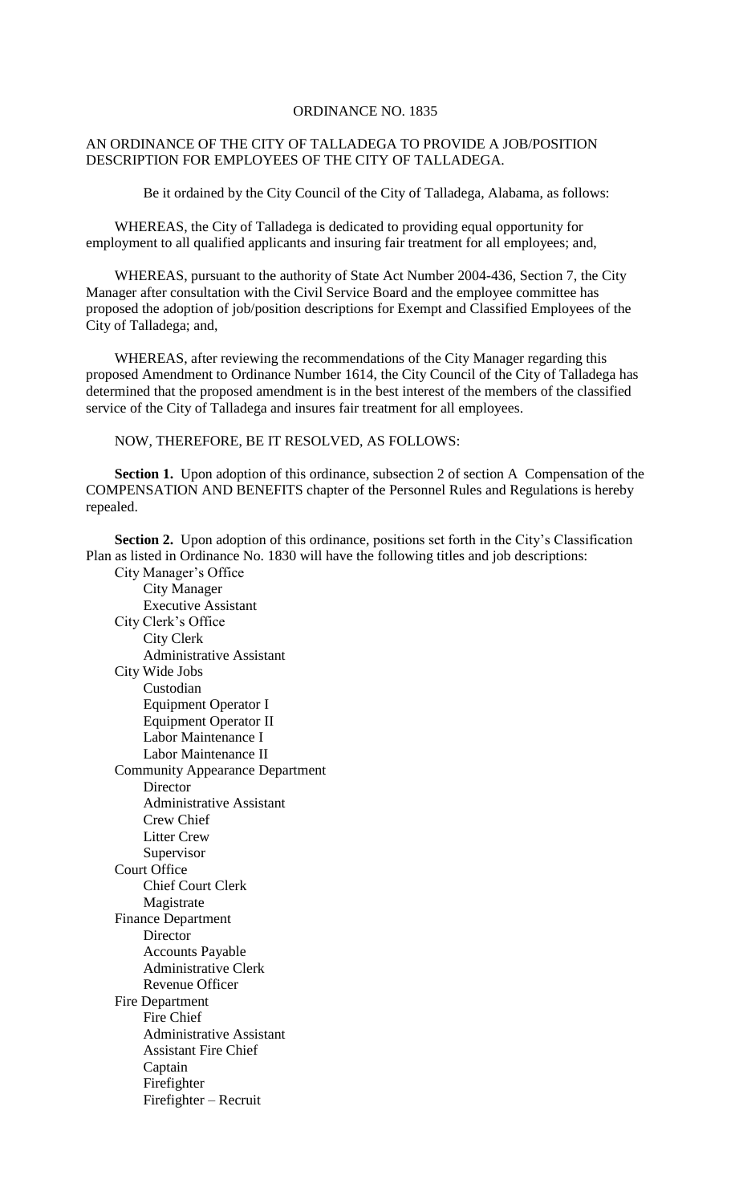# ORDINANCE NO. 1835

## AN ORDINANCE OF THE CITY OF TALLADEGA TO PROVIDE A JOB/POSITION DESCRIPTION FOR EMPLOYEES OF THE CITY OF TALLADEGA.

Be it ordained by the City Council of the City of Talladega, Alabama, as follows:

WHEREAS, the City of Talladega is dedicated to providing equal opportunity for employment to all qualified applicants and insuring fair treatment for all employees; and,

WHEREAS, pursuant to the authority of State Act Number 2004-436, Section 7, the City Manager after consultation with the Civil Service Board and the employee committee has proposed the adoption of job/position descriptions for Exempt and Classified Employees of the City of Talladega; and,

WHEREAS, after reviewing the recommendations of the City Manager regarding this proposed Amendment to Ordinance Number 1614, the City Council of the City of Talladega has determined that the proposed amendment is in the best interest of the members of the classified service of the City of Talladega and insures fair treatment for all employees.

NOW, THEREFORE, BE IT RESOLVED, AS FOLLOWS:

**Section 1.** Upon adoption of this ordinance, subsection 2 of section A Compensation of the COMPENSATION AND BENEFITS chapter of the Personnel Rules and Regulations is hereby repealed.

**Section 2.** Upon adoption of this ordinance, positions set forth in the City's Classification Plan as listed in Ordinance No. 1830 will have the following titles and job descriptions:

- City Manager's Office
  - City Manager
  - Executive Assistant
- City Clerk's Office
  - City Clerk
  - Administrative Assistant
- City Wide Jobs
  - Custodian
  - Equipment Operator I
  - Equipment Operator II
  - Labor Maintenance I
  - Labor Maintenance II
- Community Appearance Department
  - Director
  - Administrative Assistant
  - Crew Chief
  - Litter Crew
  - Supervisor
- Court Office
  - Chief Court Clerk
  - Magistrate
- Finance Department
  - Director
  - Accounts Payable
  - Administrative Clerk
  - Revenue Officer
- Fire Department
  - Fire Chief
  - Administrative Assistant
  - Assistant Fire Chief
  - Captain
  - Firefighter
  - Firefighter – Recruit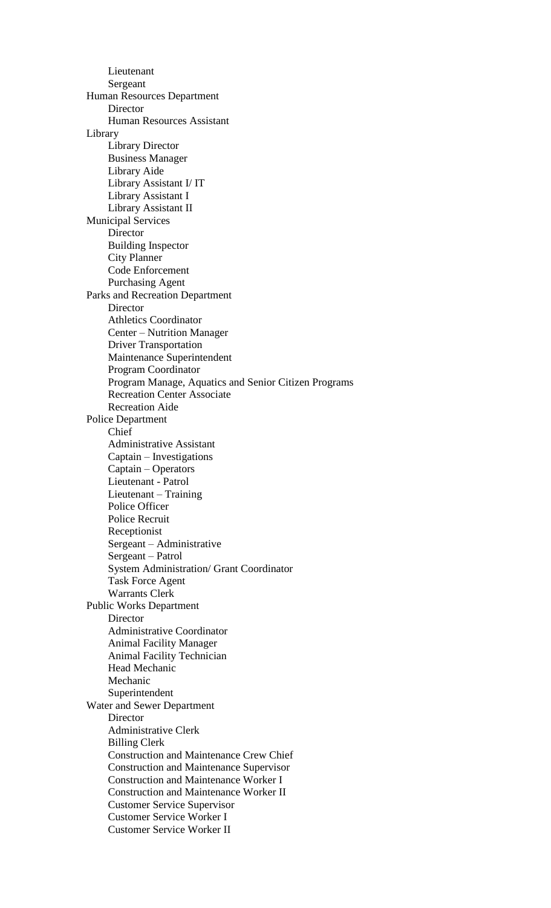- Lieutenant
- Sergeant

Human Resources Department
- Director
- Human Resources Assistant

Library
- Library Director
- Business Manager
- Library Aide
- Library Assistant I/ IT
- Library Assistant I
- Library Assistant II

Municipal Services
- Director
- Building Inspector
- City Planner
- Code Enforcement
- Purchasing Agent

Parks and Recreation Department
- Director
- Athletics Coordinator
- Center – Nutrition Manager
- Driver Transportation
- Maintenance Superintendent
- Program Coordinator
- Program Manage, Aquatics and Senior Citizen Programs
- Recreation Center Associate
- Recreation Aide

Police Department
- Chief
- Administrative Assistant
- Captain – Investigations
- Captain – Operators
- Lieutenant - Patrol
- Lieutenant – Training
- Police Officer
- Police Recruit
- Receptionist
- Sergeant – Administrative
- Sergeant – Patrol
- System Administration/ Grant Coordinator
- Task Force Agent
- Warrants Clerk

Public Works Department
- Director
- Administrative Coordinator
- Animal Facility Manager
- Animal Facility Technician
- Head Mechanic
- Mechanic
- Superintendent

Water and Sewer Department
- Director
- Administrative Clerk
- Billing Clerk
- Construction and Maintenance Crew Chief
- Construction and Maintenance Supervisor
- Construction and Maintenance Worker I
- Construction and Maintenance Worker II
- Customer Service Supervisor
- Customer Service Worker I
- Customer Service Worker II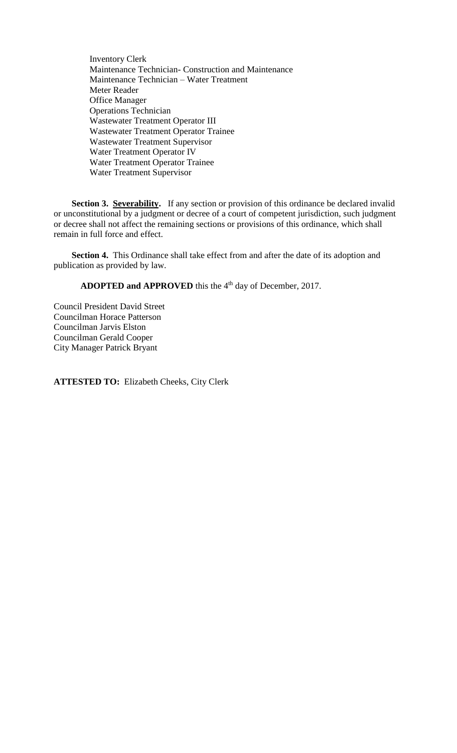Inventory Clerk
Maintenance Technician- Construction and Maintenance
Maintenance Technician – Water Treatment
Meter Reader
Office Manager
Operations Technician
Wastewater Treatment Operator III
Wastewater Treatment Operator Trainee
Wastewater Treatment Supervisor
Water Treatment Operator IV
Water Treatment Operator Trainee
Water Treatment Supervisor

**Section 3. Severability.** If any section or provision of this ordinance be declared invalid or unconstitutional by a judgment or decree of a court of competent jurisdiction, such judgment or decree shall not affect the remaining sections or provisions of this ordinance, which shall remain in full force and effect.

**Section 4.** This Ordinance shall take effect from and after the date of its adoption and publication as provided by law.

**ADOPTED and APPROVED** this the 4th day of December, 2017.

Council President David Street
Councilman Horace Patterson
Councilman Jarvis Elston
Councilman Gerald Cooper
City Manager Patrick Bryant

**ATTESTED TO:** Elizabeth Cheeks, City Clerk